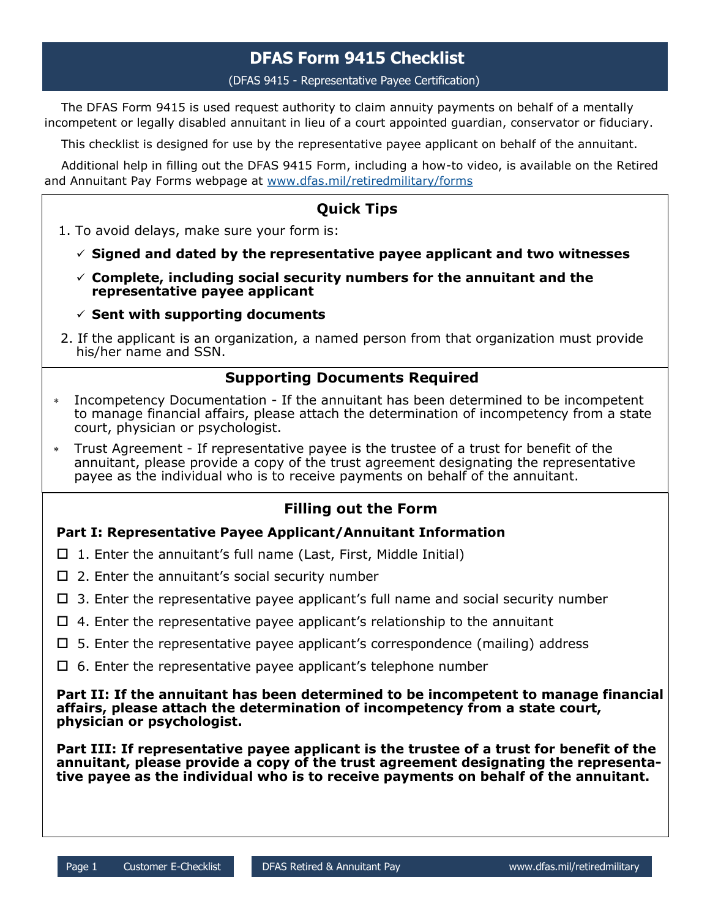# DFAS Form 9415 Checklist

(DFAS 9415 - Representative Payee Certification)

The DFAS Form 9415 is used request authority to claim annuity payments on behalf of a mentally incompetent or legally disabled annuitant in lieu of a court appointed guardian, conservator or fiduciary.

This checklist is designed for use by the representative payee applicant on behalf of the annuitant.

Additional help in filling out the DFAS 9415 Form, including a how-to video, is available on the Retired and Annuitant Pay Forms webpage at [www.dfas.mil/retiredmilitary/forms](http://www.dfas.mil/retiredmilitary/forms)

## Quick Tips

1. To avoid delays, make sure your form is:
   - ✓ **Signed and dated by the representative payee applicant and two witnesses**
   - ✓ **Complete, including social security numbers for the annuitant and the representative payee applicant**
   - ✓ **Sent with supporting documents**
2. If the applicant is an organization, a named person from that organization must provide his/her name and SSN.

## Supporting Documents Required

- Incompetency Documentation - If the annuitant has been determined to be incompetent to manage financial affairs, please attach the determination of incompetency from a state court, physician or psychologist.
- Trust Agreement - If representative payee is the trustee of a trust for benefit of the annuitant, please provide a copy of the trust agreement designating the representative payee as the individual who is to receive payments on behalf of the annuitant.

## Filling out the Form

### Part I: Representative Payee Applicant/Annuitant Information

- ☐ 1. Enter the annuitant's full name (Last, First, Middle Initial)
- ☐ 2. Enter the annuitant's social security number
- ☐ 3. Enter the representative payee applicant's full name and social security number
- ☐ 4. Enter the representative payee applicant's relationship to the annuitant
- ☐ 5. Enter the representative payee applicant's correspondence (mailing) address
- ☐ 6. Enter the representative payee applicant's telephone number

**Part II: If the annuitant has been determined to be incompetent to manage financial affairs, please attach the determination of incompetency from a state court, physician or psychologist.**

**Part III: If representative payee applicant is the trustee of a trust for benefit of the annuitant, please provide a copy of the trust agreement designating the representative payee as the individual who is to receive payments on behalf of the annuitant.**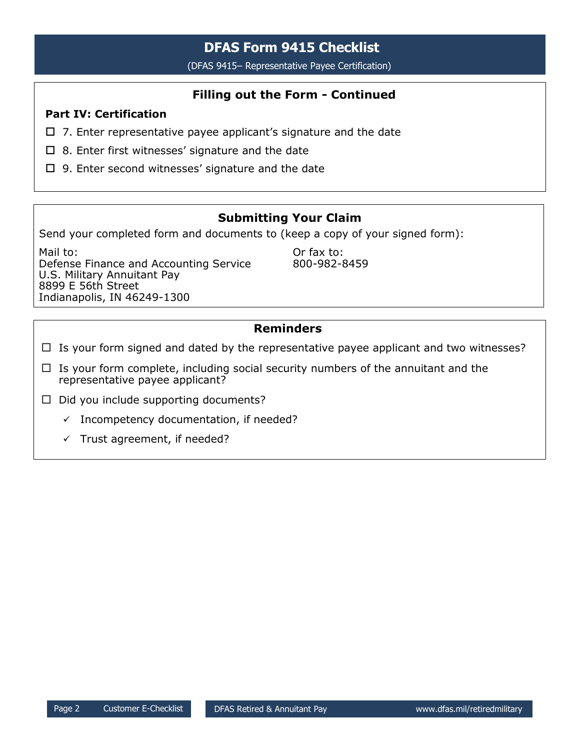# DFAS Form 9415 Checklist

(DFAS 9415– Representative Payee Certification)

## Filling out the Form - Continued

**Part IV: Certification**

- ☐ 7. Enter representative payee applicant's signature and the date
- ☐ 8. Enter first witnesses' signature and the date
- ☐ 9. Enter second witnesses' signature and the date

## Submitting Your Claim

Send your completed form and documents to (keep a copy of your signed form):

Mail to:
Defense Finance and Accounting Service
U.S. Military Annuitant Pay
8899 E 56th Street
Indianapolis, IN 46249-1300

Or fax to:
800-982-8459

## Reminders

- ☐ Is your form signed and dated by the representative payee applicant and two witnesses?
- ☐ Is your form complete, including social security numbers of the annuitant and the representative payee applicant?
- ☐ Did you include supporting documents?
  - ✓ Incompetency documentation, if needed?
  - ✓ Trust agreement, if needed?